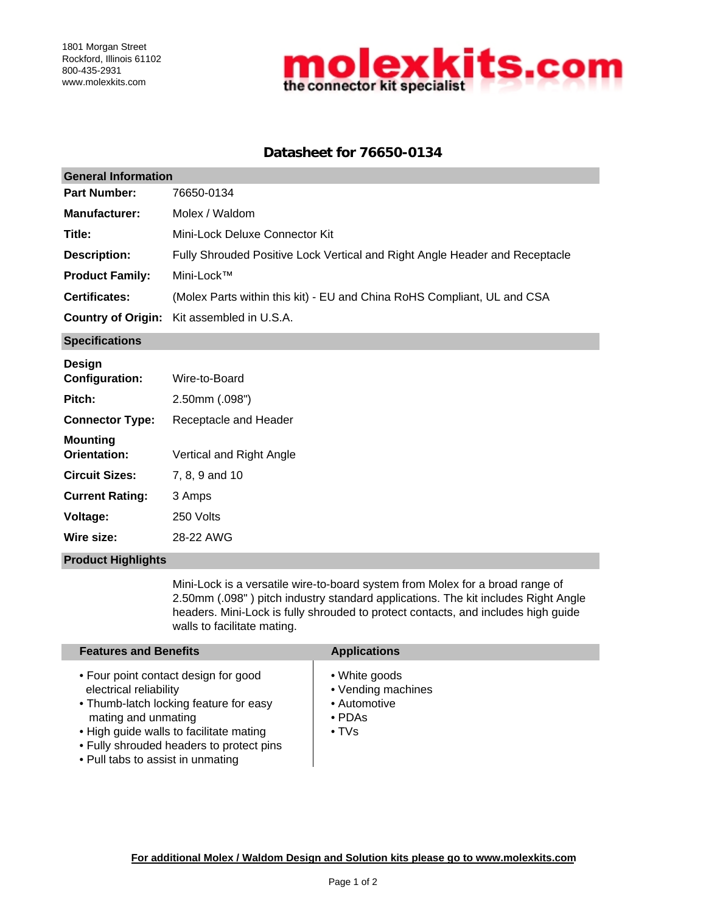1801 Morgan Street
Rockford, Illinois 61102
800-435-2931
www.molexkits.com

**molexkits.com**
**the connector kit specialist**

# Datasheet for 76650-0134

## General Information

| | |
|---|---|
| **Part Number:** | 76650-0134 |
| **Manufacturer:** | Molex / Waldom |
| **Title:** | Mini-Lock Deluxe Connector Kit |
| **Description:** | Fully Shrouded Positive Lock Vertical and Right Angle Header and Receptacle |
| **Product Family:** | Mini-Lock™ |
| **Certificates:** | (Molex Parts within this kit) - EU and China RoHS Compliant, UL and CSA |
| **Country of Origin:** | Kit assembled in U.S.A. |

## Specifications

| | |
|---|---|
| **Design Configuration:** | Wire-to-Board |
| **Pitch:** | 2.50mm (.098") |
| **Connector Type:** | Receptacle and Header |
| **Mounting Orientation:** | Vertical and Right Angle |
| **Circuit Sizes:** | 7, 8, 9 and 10 |
| **Current Rating:** | 3 Amps |
| **Voltage:** | 250 Volts |
| **Wire size:** | 28-22 AWG |

## Product Highlights

Mini-Lock is a versatile wire-to-board system from Molex for a broad range of 2.50mm (.098" ) pitch industry standard applications. The kit includes Right Angle headers. Mini-Lock is fully shrouded to protect contacts, and includes high guide walls to facilitate mating.

### Features and Benefits

- Four point contact design for good electrical reliability
- Thumb-latch locking feature for easy mating and unmating
- High guide walls to facilitate mating
- Fully shrouded headers to protect pins
- Pull tabs to assist in unmating

### Applications

- White goods
- Vending machines
- Automotive
- PDAs
- TVs

**For additional Molex / Waldom Design and Solution kits please go to www.molexkits.com**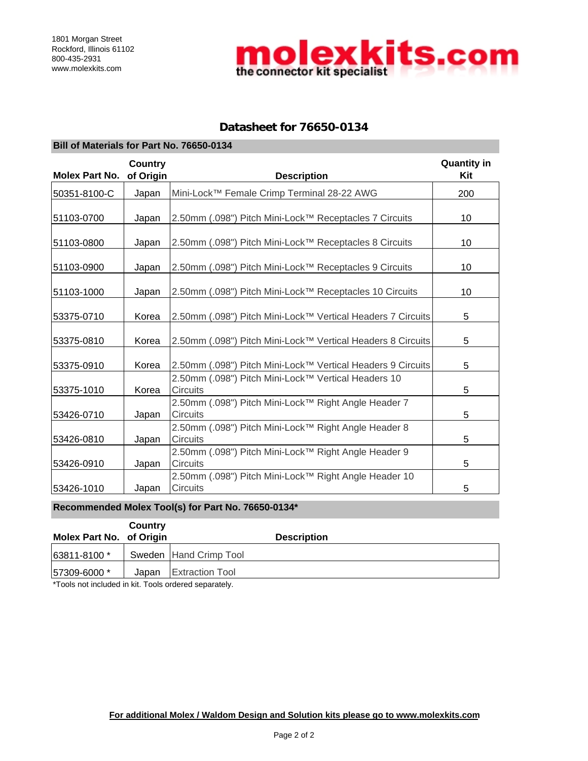1801 Morgan Street
Rockford, Illinois 61102
800-435-2931
www.molexkits.com

**molexkits.com**
**the connector kit specialist**

# Datasheet for 76650-0134

## Bill of Materials for Part No. 76650-0134

| Molex Part No. | Country of Origin | Description | Quantity in Kit |
|---|---|---|---|
| 50351-8100-C | Japan | Mini-Lock™ Female Crimp Terminal 28-22 AWG | 200 |
| 51103-0700 | Japan | 2.50mm (.098") Pitch Mini-Lock™ Receptacles 7 Circuits | 10 |
| 51103-0800 | Japan | 2.50mm (.098") Pitch Mini-Lock™ Receptacles 8 Circuits | 10 |
| 51103-0900 | Japan | 2.50mm (.098") Pitch Mini-Lock™ Receptacles 9 Circuits | 10 |
| 51103-1000 | Japan | 2.50mm (.098") Pitch Mini-Lock™ Receptacles 10 Circuits | 10 |
| 53375-0710 | Korea | 2.50mm (.098") Pitch Mini-Lock™ Vertical Headers 7 Circuits | 5 |
| 53375-0810 | Korea | 2.50mm (.098") Pitch Mini-Lock™ Vertical Headers 8 Circuits | 5 |
| 53375-0910 | Korea | 2.50mm (.098") Pitch Mini-Lock™ Vertical Headers 9 Circuits | 5 |
| 53375-1010 | Korea | 2.50mm (.098") Pitch Mini-Lock™ Vertical Headers 10 Circuits | 5 |
| 53426-0710 | Japan | 2.50mm (.098") Pitch Mini-Lock™ Right Angle Header 7 Circuits | 5 |
| 53426-0810 | Japan | 2.50mm (.098") Pitch Mini-Lock™ Right Angle Header 8 Circuits | 5 |
| 53426-0910 | Japan | 2.50mm (.098") Pitch Mini-Lock™ Right Angle Header 9 Circuits | 5 |
| 53426-1010 | Japan | 2.50mm (.098") Pitch Mini-Lock™ Right Angle Header 10 Circuits | 5 |

## Recommended Molex Tool(s) for Part No. 76650-0134*

| Molex Part No. | Country of Origin | Description |
|---|---|---|
| 63811-8100 * | Sweden | Hand Crimp Tool |
| 57309-6000 * | Japan | Extraction Tool |

*Tools not included in kit. Tools ordered separately.

**For additional Molex / Waldom Design and Solution kits please go to www.molexkits.com**